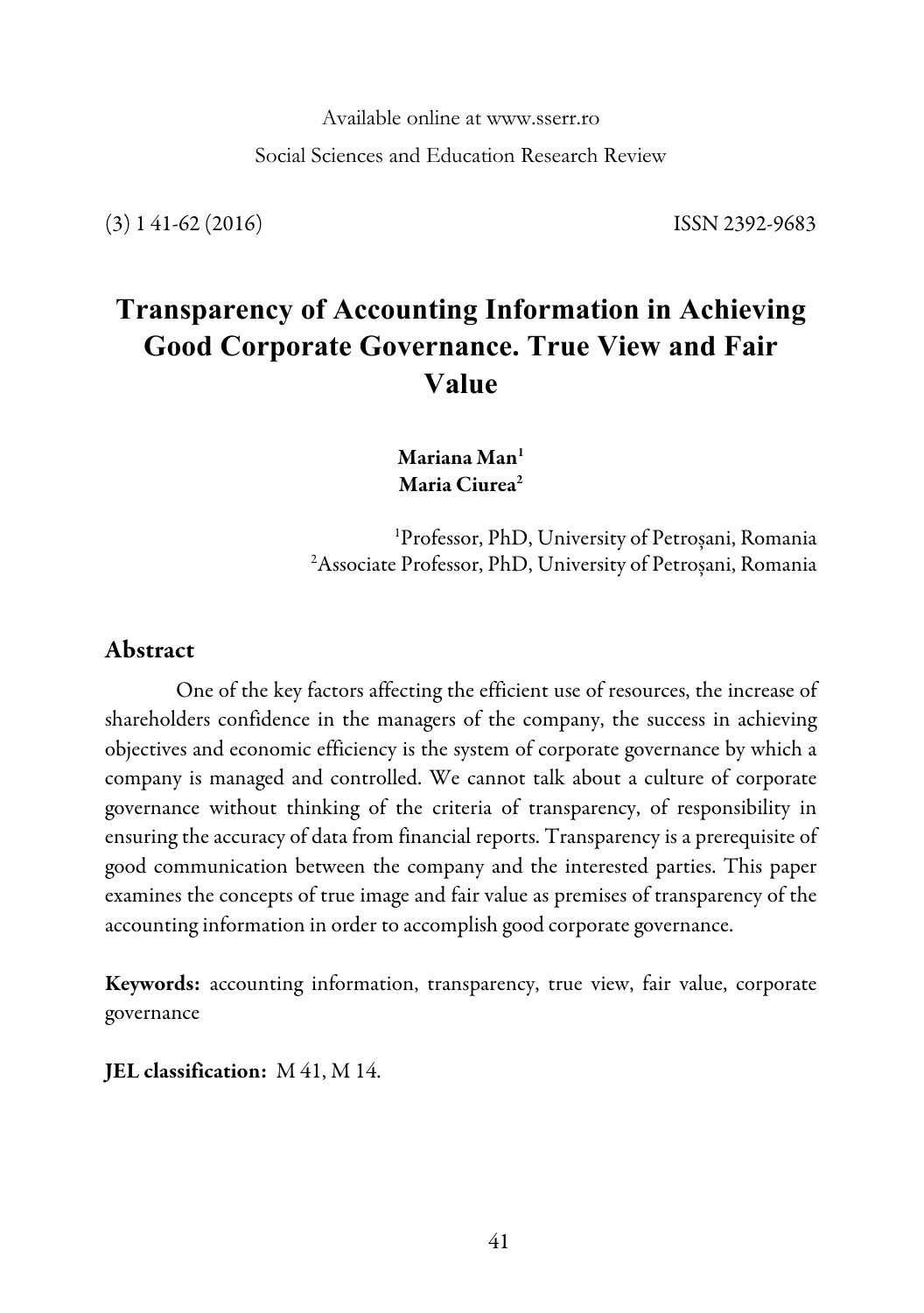Available online at www.sserr.ro

Social Sciences and Education Research Review

(3) 1 41-62 (2016) ISSN 2392-9683

# Transparency of Accounting Information in Achieving Good Corporate Governance. True View and Fair Value

**Mariana Man**[1]
**Maria Ciurea**[2]

[1]Professor, PhD, University of Petroșani, Romania
[2]Associate Professor, PhD, University of Petroșani, Romania

## Abstract

One of the key factors affecting the efficient use of resources, the increase of shareholders confidence in the managers of the company, the success in achieving objectives and economic efficiency is the system of corporate governance by which a company is managed and controlled. We cannot talk about a culture of corporate governance without thinking of the criteria of transparency, of responsibility in ensuring the accuracy of data from financial reports. Transparency is a prerequisite of good communication between the company and the interested parties. This paper examines the concepts of true image and fair value as premises of transparency of the accounting information in order to accomplish good corporate governance.

**Keywords:** accounting information, transparency, true view, fair value, corporate governance

**JEL classification:** M 41, M 14.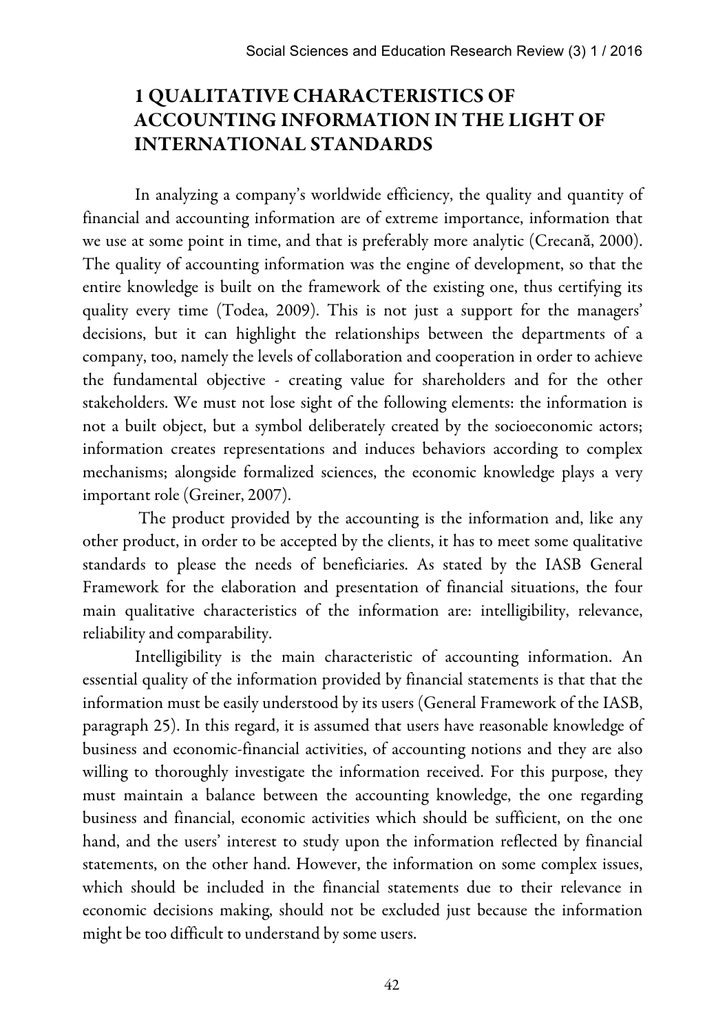# 1 QUALITATIVE CHARACTERISTICS OF ACCOUNTING INFORMATION IN THE LIGHT OF INTERNATIONAL STANDARDS

In analyzing a company's worldwide efficiency, the quality and quantity of financial and accounting information are of extreme importance, information that we use at some point in time, and that is preferably more analytic (Crecană, 2000). The quality of accounting information was the engine of development, so that the entire knowledge is built on the framework of the existing one, thus certifying its quality every time (Todea, 2009). This is not just a support for the managers' decisions, but it can highlight the relationships between the departments of a company, too, namely the levels of collaboration and cooperation in order to achieve the fundamental objective - creating value for shareholders and for the other stakeholders. We must not lose sight of the following elements: the information is not a built object, but a symbol deliberately created by the socioeconomic actors; information creates representations and induces behaviors according to complex mechanisms; alongside formalized sciences, the economic knowledge plays a very important role (Greiner, 2007).

The product provided by the accounting is the information and, like any other product, in order to be accepted by the clients, it has to meet some qualitative standards to please the needs of beneficiaries. As stated by the IASB General Framework for the elaboration and presentation of financial situations, the four main qualitative characteristics of the information are: intelligibility, relevance, reliability and comparability.

Intelligibility is the main characteristic of accounting information. An essential quality of the information provided by financial statements is that that the information must be easily understood by its users (General Framework of the IASB, paragraph 25). In this regard, it is assumed that users have reasonable knowledge of business and economic-financial activities, of accounting notions and they are also willing to thoroughly investigate the information received. For this purpose, they must maintain a balance between the accounting knowledge, the one regarding business and financial, economic activities which should be sufficient, on the one hand, and the users' interest to study upon the information reflected by financial statements, on the other hand. However, the information on some complex issues, which should be included in the financial statements due to their relevance in economic decisions making, should not be excluded just because the information might be too difficult to understand by some users.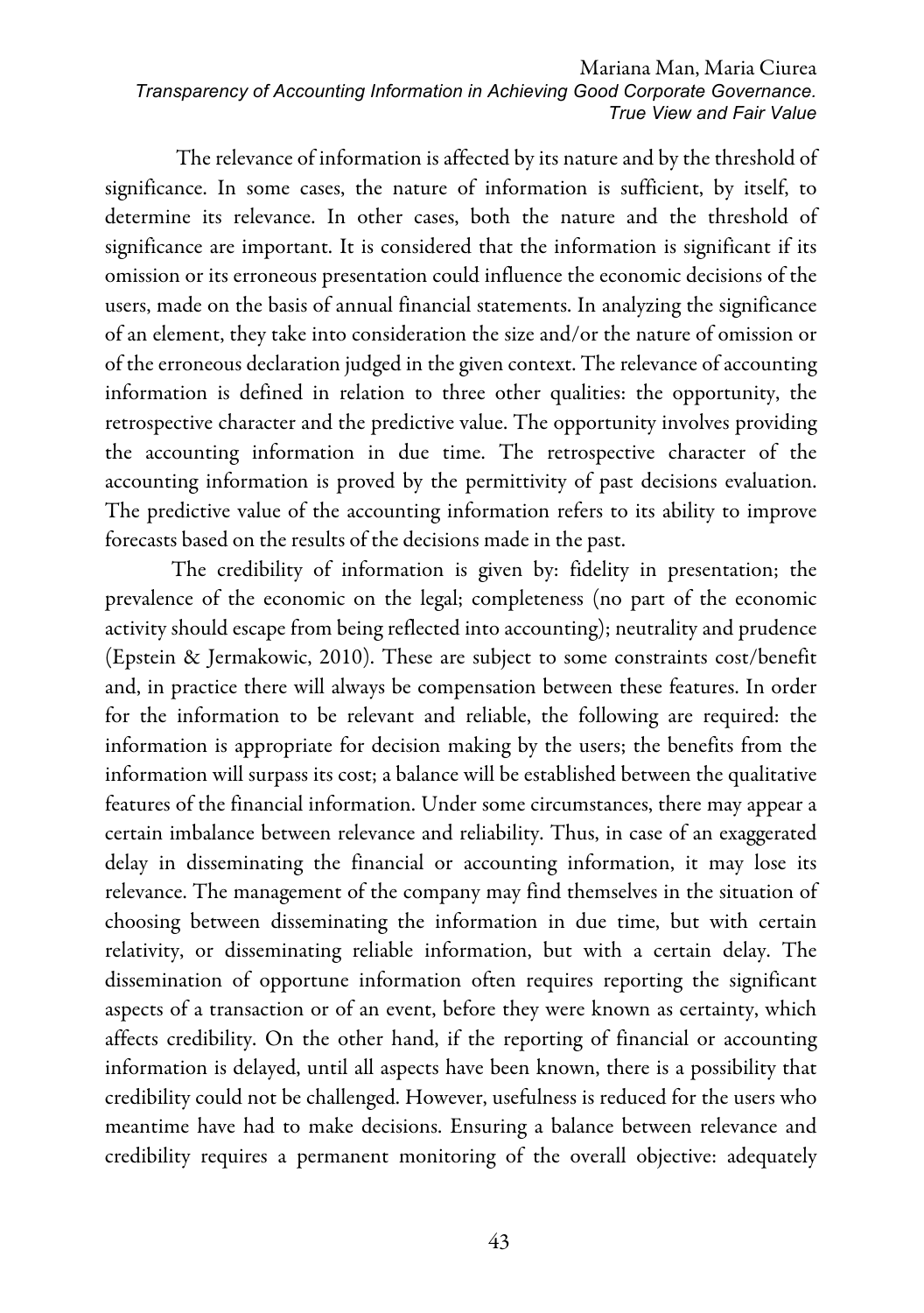The relevance of information is affected by its nature and by the threshold of significance. In some cases, the nature of information is sufficient, by itself, to determine its relevance. In other cases, both the nature and the threshold of significance are important. It is considered that the information is significant if its omission or its erroneous presentation could influence the economic decisions of the users, made on the basis of annual financial statements. In analyzing the significance of an element, they take into consideration the size and/or the nature of omission or of the erroneous declaration judged in the given context. The relevance of accounting information is defined in relation to three other qualities: the opportunity, the retrospective character and the predictive value. The opportunity involves providing the accounting information in due time. The retrospective character of the accounting information is proved by the permittivity of past decisions evaluation. The predictive value of the accounting information refers to its ability to improve forecasts based on the results of the decisions made in the past.

The credibility of information is given by: fidelity in presentation; the prevalence of the economic on the legal; completeness (no part of the economic activity should escape from being reflected into accounting); neutrality and prudence (Epstein & Jermakowic, 2010). These are subject to some constraints cost/benefit and, in practice there will always be compensation between these features. In order for the information to be relevant and reliable, the following are required: the information is appropriate for decision making by the users; the benefits from the information will surpass its cost; a balance will be established between the qualitative features of the financial information. Under some circumstances, there may appear a certain imbalance between relevance and reliability. Thus, in case of an exaggerated delay in disseminating the financial or accounting information, it may lose its relevance. The management of the company may find themselves in the situation of choosing between disseminating the information in due time, but with certain relativity, or disseminating reliable information, but with a certain delay. The dissemination of opportune information often requires reporting the significant aspects of a transaction or of an event, before they were known as certainty, which affects credibility. On the other hand, if the reporting of financial or accounting information is delayed, until all aspects have been known, there is a possibility that credibility could not be challenged. However, usefulness is reduced for the users who meantime have had to make decisions. Ensuring a balance between relevance and credibility requires a permanent monitoring of the overall objective: adequately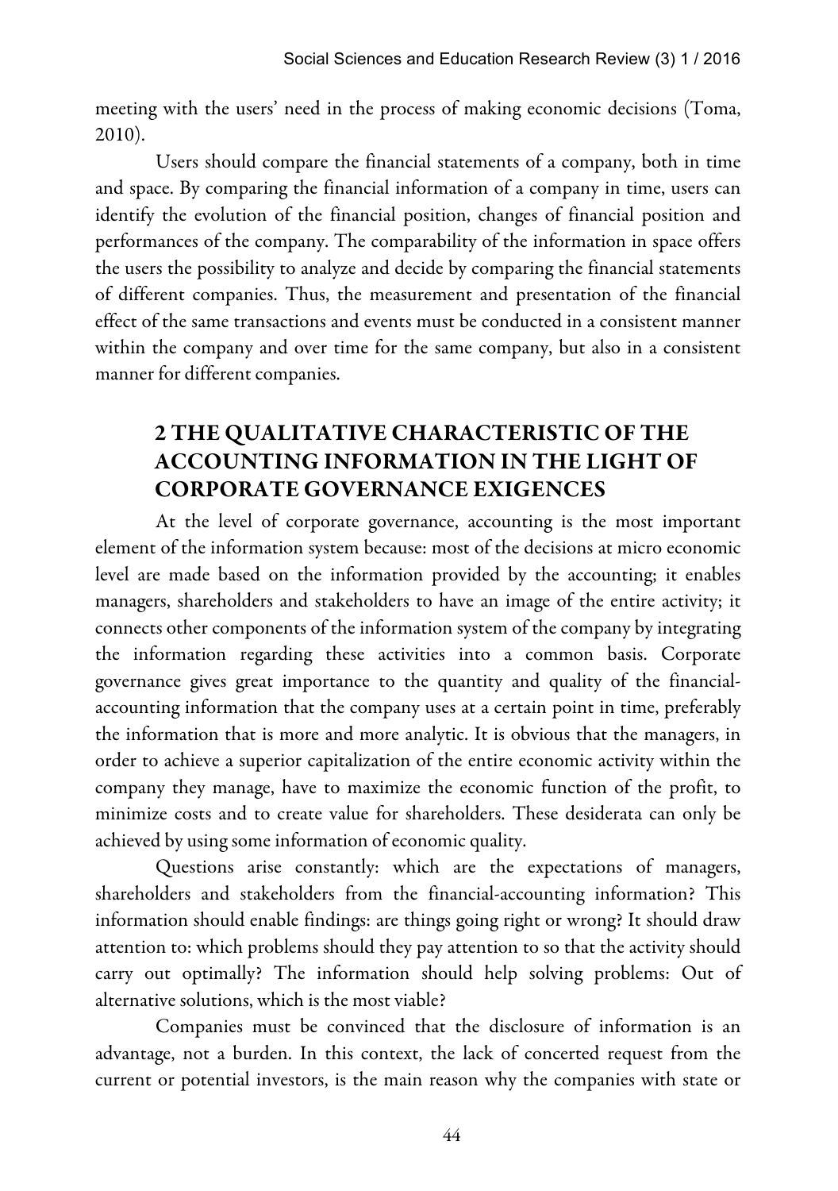meeting with the users' need in the process of making economic decisions (Toma, 2010).

Users should compare the financial statements of a company, both in time and space. By comparing the financial information of a company in time, users can identify the evolution of the financial position, changes of financial position and performances of the company. The comparability of the information in space offers the users the possibility to analyze and decide by comparing the financial statements of different companies. Thus, the measurement and presentation of the financial effect of the same transactions and events must be conducted in a consistent manner within the company and over time for the same company, but also in a consistent manner for different companies.

## 2 THE QUALITATIVE CHARACTERISTIC OF THE ACCOUNTING INFORMATION IN THE LIGHT OF CORPORATE GOVERNANCE EXIGENCES

At the level of corporate governance, accounting is the most important element of the information system because: most of the decisions at micro economic level are made based on the information provided by the accounting; it enables managers, shareholders and stakeholders to have an image of the entire activity; it connects other components of the information system of the company by integrating the information regarding these activities into a common basis. Corporate governance gives great importance to the quantity and quality of the financial-accounting information that the company uses at a certain point in time, preferably the information that is more and more analytic. It is obvious that the managers, in order to achieve a superior capitalization of the entire economic activity within the company they manage, have to maximize the economic function of the profit, to minimize costs and to create value for shareholders. These desiderata can only be achieved by using some information of economic quality.

Questions arise constantly: which are the expectations of managers, shareholders and stakeholders from the financial-accounting information? This information should enable findings: are things going right or wrong? It should draw attention to: which problems should they pay attention to so that the activity should carry out optimally? The information should help solving problems: Out of alternative solutions, which is the most viable?

Companies must be convinced that the disclosure of information is an advantage, not a burden. In this context, the lack of concerted request from the current or potential investors, is the main reason why the companies with state or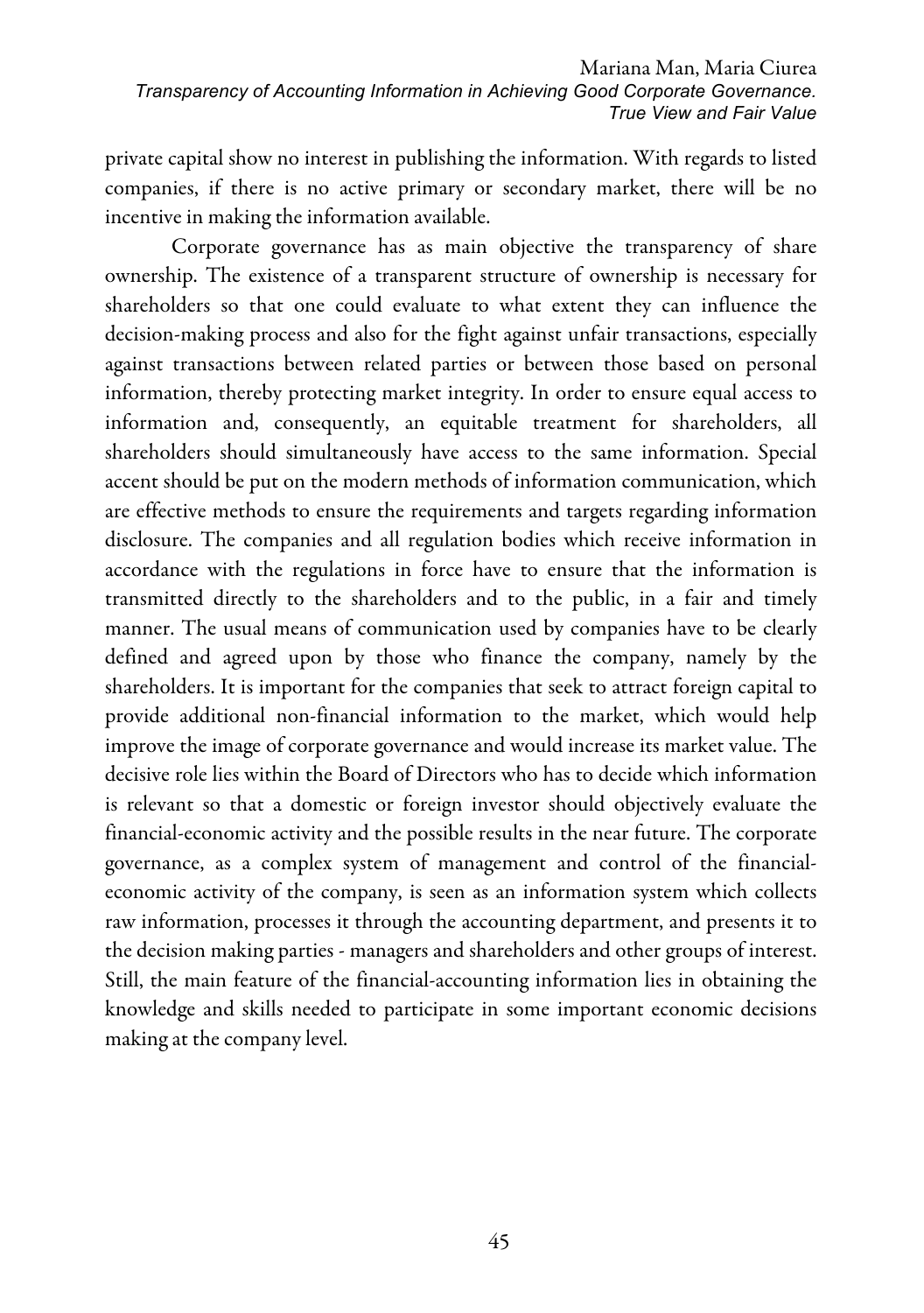private capital show no interest in publishing the information. With regards to listed companies, if there is no active primary or secondary market, there will be no incentive in making the information available.

Corporate governance has as main objective the transparency of share ownership. The existence of a transparent structure of ownership is necessary for shareholders so that one could evaluate to what extent they can influence the decision-making process and also for the fight against unfair transactions, especially against transactions between related parties or between those based on personal information, thereby protecting market integrity. In order to ensure equal access to information and, consequently, an equitable treatment for shareholders, all shareholders should simultaneously have access to the same information. Special accent should be put on the modern methods of information communication, which are effective methods to ensure the requirements and targets regarding information disclosure. The companies and all regulation bodies which receive information in accordance with the regulations in force have to ensure that the information is transmitted directly to the shareholders and to the public, in a fair and timely manner. The usual means of communication used by companies have to be clearly defined and agreed upon by those who finance the company, namely by the shareholders. It is important for the companies that seek to attract foreign capital to provide additional non-financial information to the market, which would help improve the image of corporate governance and would increase its market value. The decisive role lies within the Board of Directors who has to decide which information is relevant so that a domestic or foreign investor should objectively evaluate the financial-economic activity and the possible results in the near future. The corporate governance, as a complex system of management and control of the financial-economic activity of the company, is seen as an information system which collects raw information, processes it through the accounting department, and presents it to the decision making parties - managers and shareholders and other groups of interest. Still, the main feature of the financial-accounting information lies in obtaining the knowledge and skills needed to participate in some important economic decisions making at the company level.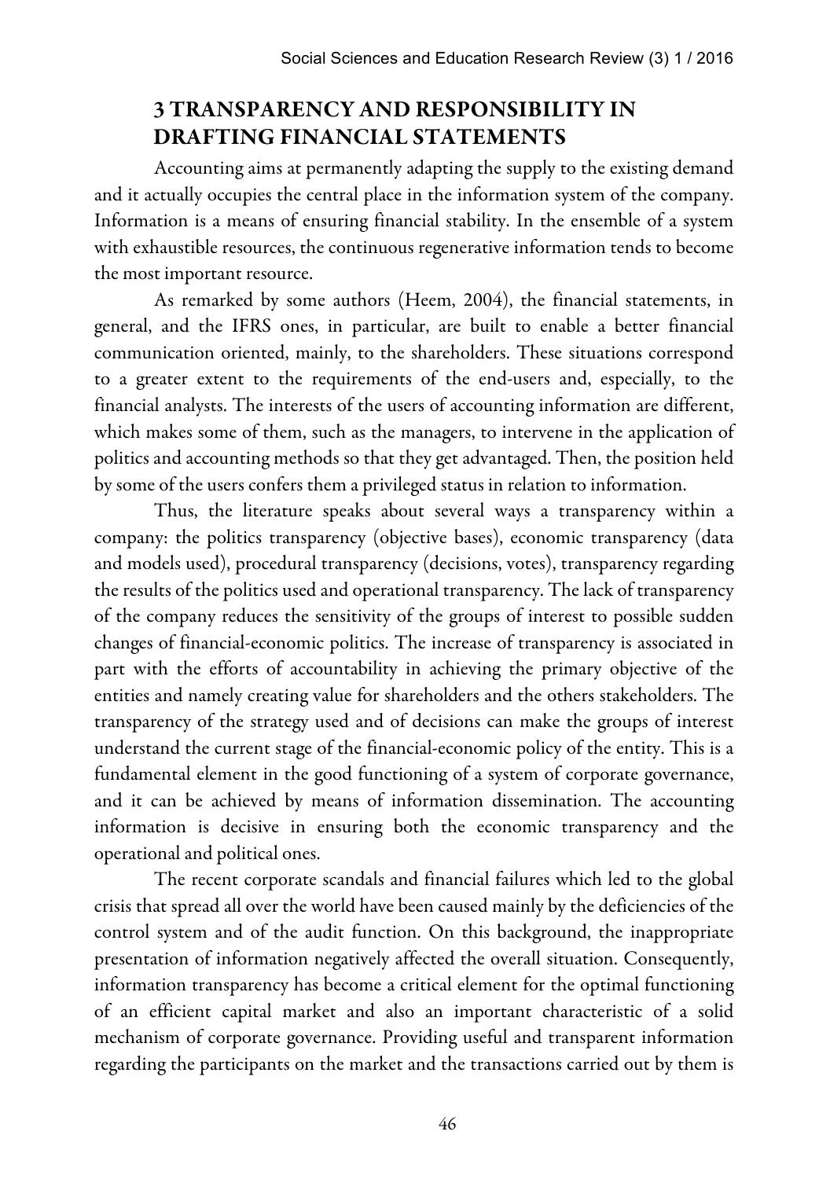## 3 TRANSPARENCY AND RESPONSIBILITY IN DRAFTING FINANCIAL STATEMENTS

Accounting aims at permanently adapting the supply to the existing demand and it actually occupies the central place in the information system of the company. Information is a means of ensuring financial stability. In the ensemble of a system with exhaustible resources, the continuous regenerative information tends to become the most important resource.

As remarked by some authors (Heem, 2004), the financial statements, in general, and the IFRS ones, in particular, are built to enable a better financial communication oriented, mainly, to the shareholders. These situations correspond to a greater extent to the requirements of the end-users and, especially, to the financial analysts. The interests of the users of accounting information are different, which makes some of them, such as the managers, to intervene in the application of politics and accounting methods so that they get advantaged. Then, the position held by some of the users confers them a privileged status in relation to information.

Thus, the literature speaks about several ways a transparency within a company: the politics transparency (objective bases), economic transparency (data and models used), procedural transparency (decisions, votes), transparency regarding the results of the politics used and operational transparency. The lack of transparency of the company reduces the sensitivity of the groups of interest to possible sudden changes of financial-economic politics. The increase of transparency is associated in part with the efforts of accountability in achieving the primary objective of the entities and namely creating value for shareholders and the others stakeholders. The transparency of the strategy used and of decisions can make the groups of interest understand the current stage of the financial-economic policy of the entity. This is a fundamental element in the good functioning of a system of corporate governance, and it can be achieved by means of information dissemination. The accounting information is decisive in ensuring both the economic transparency and the operational and political ones.

The recent corporate scandals and financial failures which led to the global crisis that spread all over the world have been caused mainly by the deficiencies of the control system and of the audit function. On this background, the inappropriate presentation of information negatively affected the overall situation. Consequently, information transparency has become a critical element for the optimal functioning of an efficient capital market and also an important characteristic of a solid mechanism of corporate governance. Providing useful and transparent information regarding the participants on the market and the transactions carried out by them is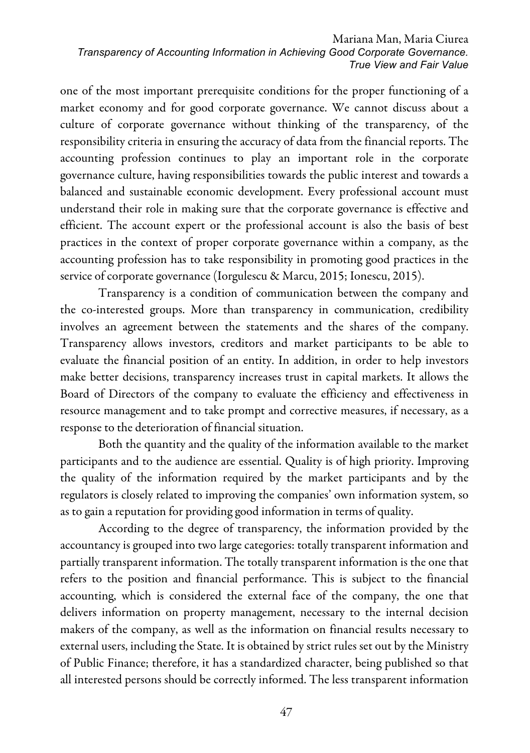one of the most important prerequisite conditions for the proper functioning of a market economy and for good corporate governance. We cannot discuss about a culture of corporate governance without thinking of the transparency, of the responsibility criteria in ensuring the accuracy of data from the financial reports. The accounting profession continues to play an important role in the corporate governance culture, having responsibilities towards the public interest and towards a balanced and sustainable economic development. Every professional account must understand their role in making sure that the corporate governance is effective and efficient. The account expert or the professional account is also the basis of best practices in the context of proper corporate governance within a company, as the accounting profession has to take responsibility in promoting good practices in the service of corporate governance (Iorgulescu & Marcu, 2015; Ionescu, 2015).

Transparency is a condition of communication between the company and the co-interested groups. More than transparency in communication, credibility involves an agreement between the statements and the shares of the company. Transparency allows investors, creditors and market participants to be able to evaluate the financial position of an entity. In addition, in order to help investors make better decisions, transparency increases trust in capital markets. It allows the Board of Directors of the company to evaluate the efficiency and effectiveness in resource management and to take prompt and corrective measures, if necessary, as a response to the deterioration of financial situation.

Both the quantity and the quality of the information available to the market participants and to the audience are essential. Quality is of high priority. Improving the quality of the information required by the market participants and by the regulators is closely related to improving the companies' own information system, so as to gain a reputation for providing good information in terms of quality.

According to the degree of transparency, the information provided by the accountancy is grouped into two large categories: totally transparent information and partially transparent information. The totally transparent information is the one that refers to the position and financial performance. This is subject to the financial accounting, which is considered the external face of the company, the one that delivers information on property management, necessary to the internal decision makers of the company, as well as the information on financial results necessary to external users, including the State. It is obtained by strict rules set out by the Ministry of Public Finance; therefore, it has a standardized character, being published so that all interested persons should be correctly informed. The less transparent information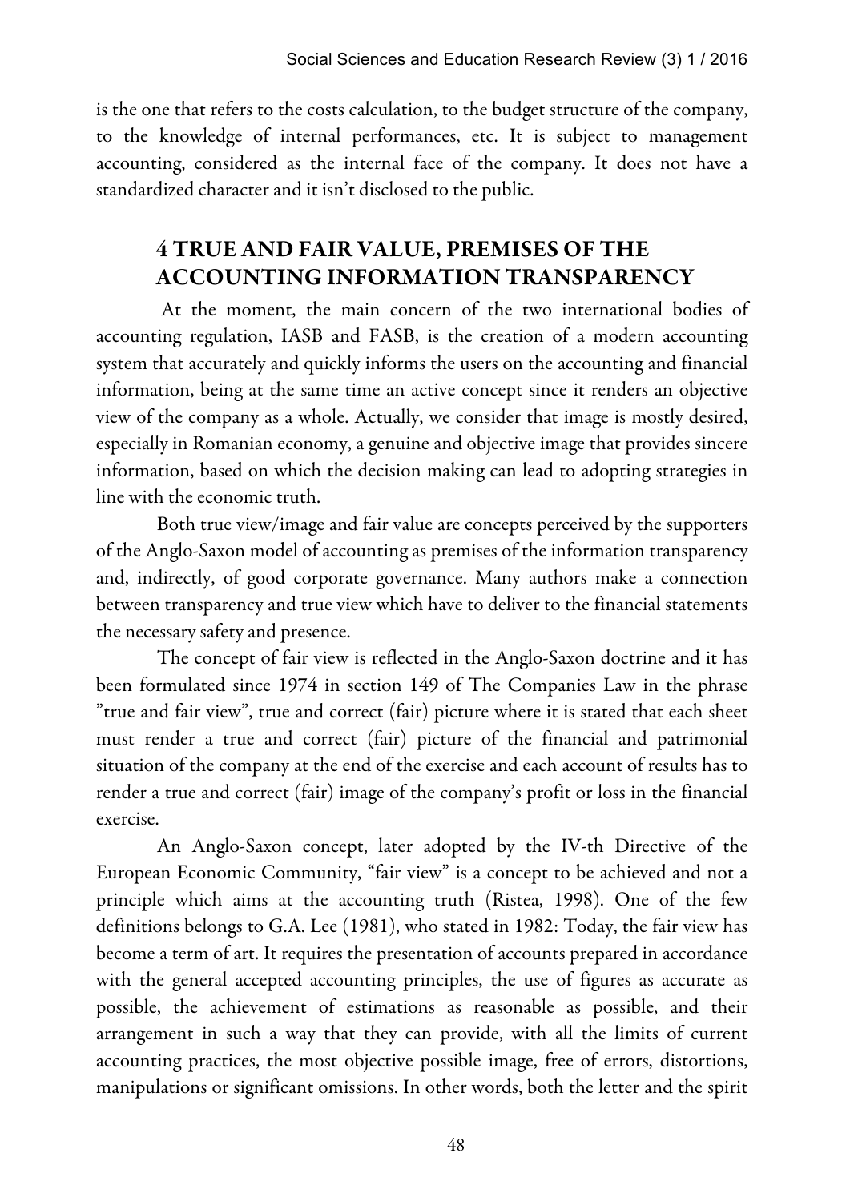is the one that refers to the costs calculation, to the budget structure of the company, to the knowledge of internal performances, etc. It is subject to management accounting, considered as the internal face of the company. It does not have a standardized character and it isn't disclosed to the public.

## 4 TRUE AND FAIR VALUE, PREMISES OF THE ACCOUNTING INFORMATION TRANSPARENCY

At the moment, the main concern of the two international bodies of accounting regulation, IASB and FASB, is the creation of a modern accounting system that accurately and quickly informs the users on the accounting and financial information, being at the same time an active concept since it renders an objective view of the company as a whole. Actually, we consider that image is mostly desired, especially in Romanian economy, a genuine and objective image that provides sincere information, based on which the decision making can lead to adopting strategies in line with the economic truth.

Both true view/image and fair value are concepts perceived by the supporters of the Anglo-Saxon model of accounting as premises of the information transparency and, indirectly, of good corporate governance. Many authors make a connection between transparency and true view which have to deliver to the financial statements the necessary safety and presence.

The concept of fair view is reflected in the Anglo-Saxon doctrine and it has been formulated since 1974 in section 149 of The Companies Law in the phrase "true and fair view", true and correct (fair) picture where it is stated that each sheet must render a true and correct (fair) picture of the financial and patrimonial situation of the company at the end of the exercise and each account of results has to render a true and correct (fair) image of the company's profit or loss in the financial exercise.

An Anglo-Saxon concept, later adopted by the IV-th Directive of the European Economic Community, "fair view" is a concept to be achieved and not a principle which aims at the accounting truth (Ristea, 1998). One of the few definitions belongs to G.A. Lee (1981), who stated in 1982: Today, the fair view has become a term of art. It requires the presentation of accounts prepared in accordance with the general accepted accounting principles, the use of figures as accurate as possible, the achievement of estimations as reasonable as possible, and their arrangement in such a way that they can provide, with all the limits of current accounting practices, the most objective possible image, free of errors, distortions, manipulations or significant omissions. In other words, both the letter and the spirit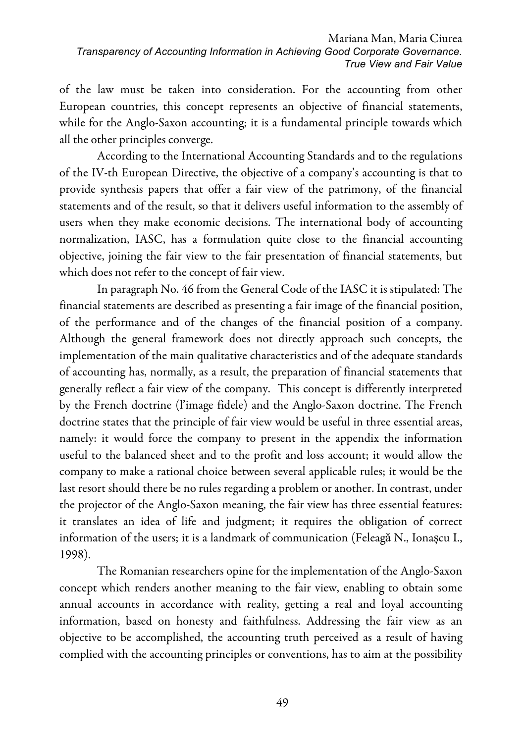of the law must be taken into consideration. For the accounting from other European countries, this concept represents an objective of financial statements, while for the Anglo-Saxon accounting; it is a fundamental principle towards which all the other principles converge.

According to the International Accounting Standards and to the regulations of the IV-th European Directive, the objective of a company's accounting is that to provide synthesis papers that offer a fair view of the patrimony, of the financial statements and of the result, so that it delivers useful information to the assembly of users when they make economic decisions. The international body of accounting normalization, IASC, has a formulation quite close to the financial accounting objective, joining the fair view to the fair presentation of financial statements, but which does not refer to the concept of fair view.

In paragraph No. 46 from the General Code of the IASC it is stipulated: The financial statements are described as presenting a fair image of the financial position, of the performance and of the changes of the financial position of a company. Although the general framework does not directly approach such concepts, the implementation of the main qualitative characteristics and of the adequate standards of accounting has, normally, as a result, the preparation of financial statements that generally reflect a fair view of the company. This concept is differently interpreted by the French doctrine (l'image fidele) and the Anglo-Saxon doctrine. The French doctrine states that the principle of fair view would be useful in three essential areas, namely: it would force the company to present in the appendix the information useful to the balanced sheet and to the profit and loss account; it would allow the company to make a rational choice between several applicable rules; it would be the last resort should there be no rules regarding a problem or another. In contrast, under the projector of the Anglo-Saxon meaning, the fair view has three essential features: it translates an idea of life and judgment; it requires the obligation of correct information of the users; it is a landmark of communication (Feleagă N., Ionașcu I., 1998).

The Romanian researchers opine for the implementation of the Anglo-Saxon concept which renders another meaning to the fair view, enabling to obtain some annual accounts in accordance with reality, getting a real and loyal accounting information, based on honesty and faithfulness. Addressing the fair view as an objective to be accomplished, the accounting truth perceived as a result of having complied with the accounting principles or conventions, has to aim at the possibility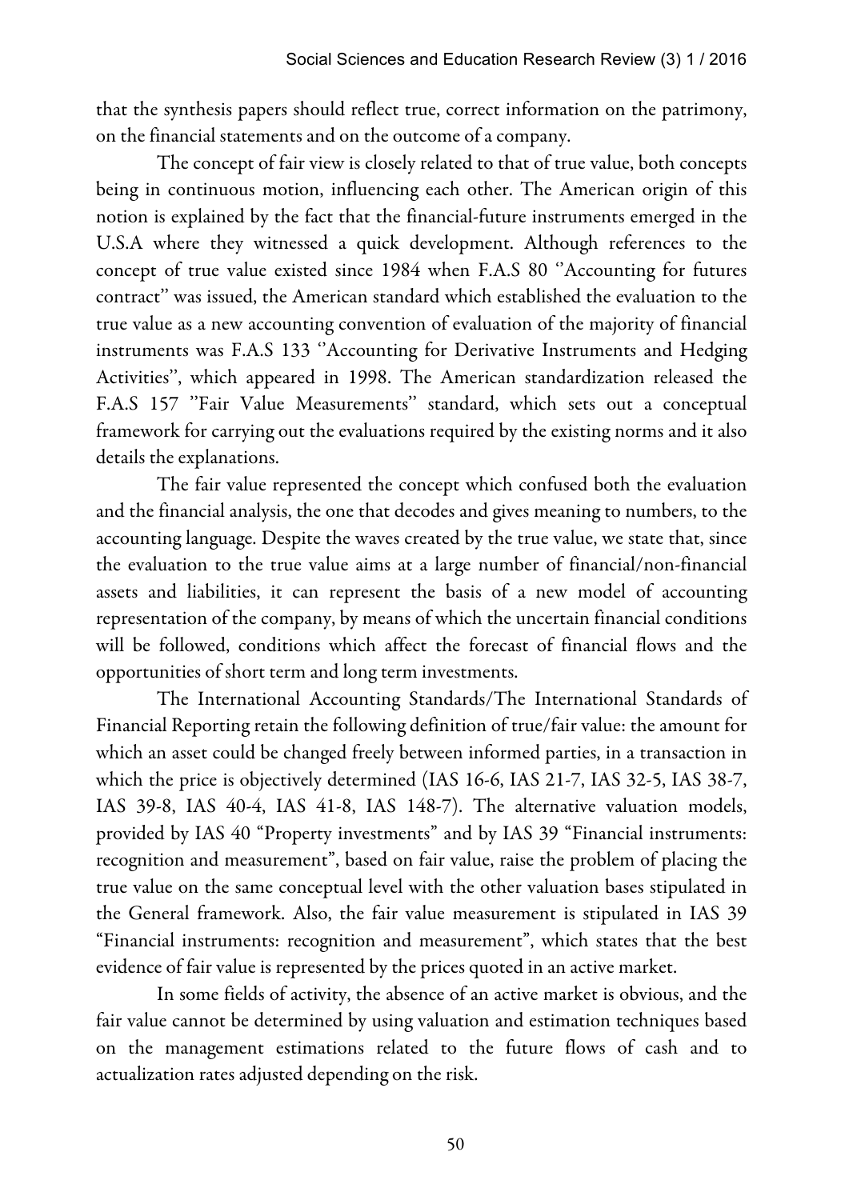that the synthesis papers should reflect true, correct information on the patrimony, on the financial statements and on the outcome of a company.

The concept of fair view is closely related to that of true value, both concepts being in continuous motion, influencing each other. The American origin of this notion is explained by the fact that the financial-future instruments emerged in the U.S.A where they witnessed a quick development. Although references to the concept of true value existed since 1984 when F.A.S 80 ''Accounting for futures contract" was issued, the American standard which established the evaluation to the true value as a new accounting convention of evaluation of the majority of financial instruments was F.A.S 133 ''Accounting for Derivative Instruments and Hedging Activities", which appeared in 1998. The American standardization released the F.A.S 157 "Fair Value Measurements" standard, which sets out a conceptual framework for carrying out the evaluations required by the existing norms and it also details the explanations.

The fair value represented the concept which confused both the evaluation and the financial analysis, the one that decodes and gives meaning to numbers, to the accounting language. Despite the waves created by the true value, we state that, since the evaluation to the true value aims at a large number of financial/non-financial assets and liabilities, it can represent the basis of a new model of accounting representation of the company, by means of which the uncertain financial conditions will be followed, conditions which affect the forecast of financial flows and the opportunities of short term and long term investments.

The International Accounting Standards/The International Standards of Financial Reporting retain the following definition of true/fair value: the amount for which an asset could be changed freely between informed parties, in a transaction in which the price is objectively determined (IAS 16-6, IAS 21-7, IAS 32-5, IAS 38-7, IAS 39-8, IAS 40-4, IAS 41-8, IAS 148-7). The alternative valuation models, provided by IAS 40 "Property investments" and by IAS 39 "Financial instruments: recognition and measurement", based on fair value, raise the problem of placing the true value on the same conceptual level with the other valuation bases stipulated in the General framework. Also, the fair value measurement is stipulated in IAS 39 "Financial instruments: recognition and measurement", which states that the best evidence of fair value is represented by the prices quoted in an active market.

In some fields of activity, the absence of an active market is obvious, and the fair value cannot be determined by using valuation and estimation techniques based on the management estimations related to the future flows of cash and to actualization rates adjusted depending on the risk.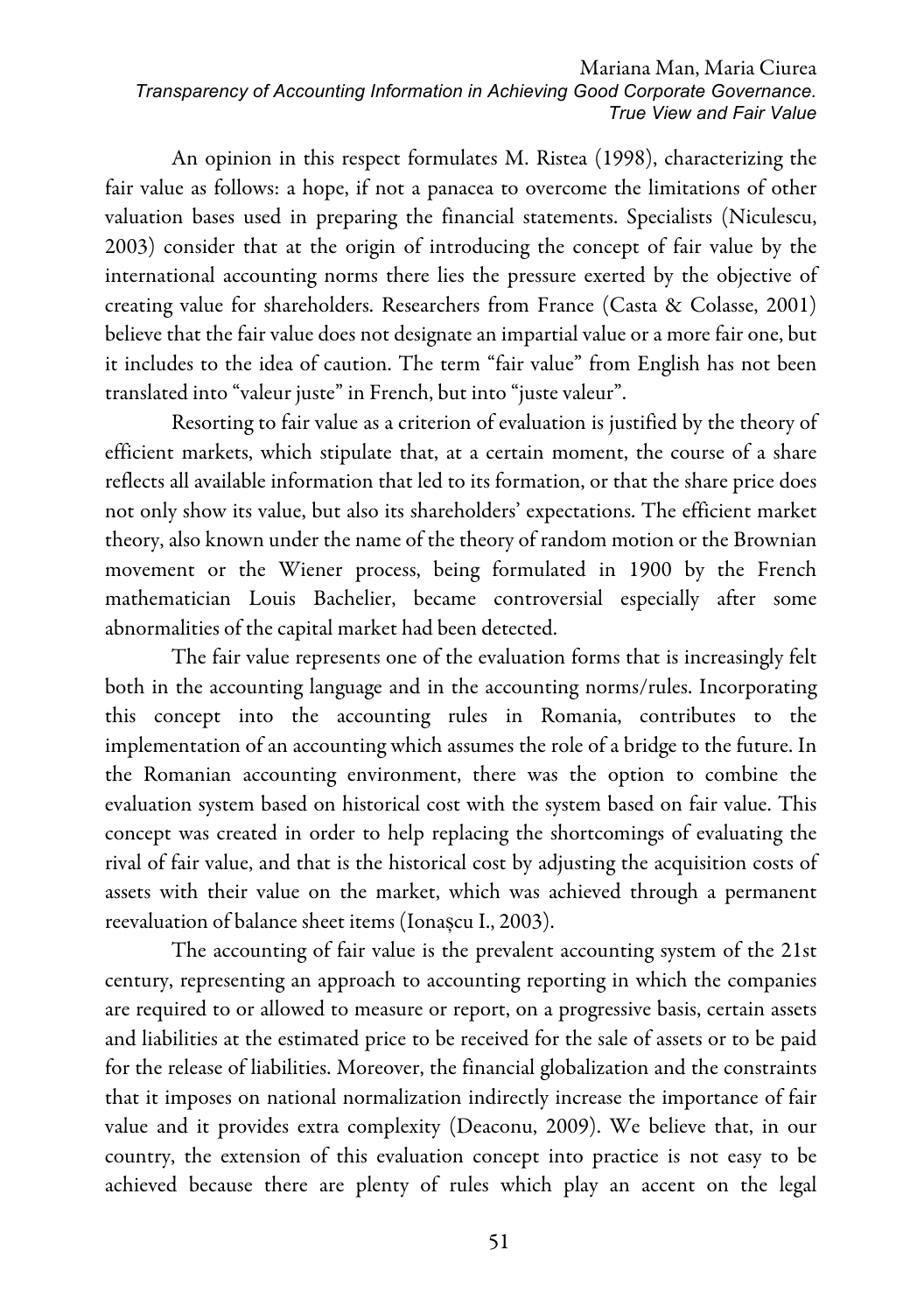An opinion in this respect formulates M. Ristea (1998), characterizing the fair value as follows: a hope, if not a panacea to overcome the limitations of other valuation bases used in preparing the financial statements. Specialists (Niculescu, 2003) consider that at the origin of introducing the concept of fair value by the international accounting norms there lies the pressure exerted by the objective of creating value for shareholders. Researchers from France (Casta & Colasse, 2001) believe that the fair value does not designate an impartial value or a more fair one, but it includes to the idea of caution. The term "fair value" from English has not been translated into "valeur juste" in French, but into "juste valeur".

Resorting to fair value as a criterion of evaluation is justified by the theory of efficient markets, which stipulate that, at a certain moment, the course of a share reflects all available information that led to its formation, or that the share price does not only show its value, but also its shareholders' expectations. The efficient market theory, also known under the name of the theory of random motion or the Brownian movement or the Wiener process, being formulated in 1900 by the French mathematician Louis Bachelier, became controversial especially after some abnormalities of the capital market had been detected.

The fair value represents one of the evaluation forms that is increasingly felt both in the accounting language and in the accounting norms/rules. Incorporating this concept into the accounting rules in Romania, contributes to the implementation of an accounting which assumes the role of a bridge to the future. In the Romanian accounting environment, there was the option to combine the evaluation system based on historical cost with the system based on fair value. This concept was created in order to help replacing the shortcomings of evaluating the rival of fair value, and that is the historical cost by adjusting the acquisition costs of assets with their value on the market, which was achieved through a permanent reevaluation of balance sheet items (Ionașcu I., 2003).

The accounting of fair value is the prevalent accounting system of the 21st century, representing an approach to accounting reporting in which the companies are required to or allowed to measure or report, on a progressive basis, certain assets and liabilities at the estimated price to be received for the sale of assets or to be paid for the release of liabilities. Moreover, the financial globalization and the constraints that it imposes on national normalization indirectly increase the importance of fair value and it provides extra complexity (Deaconu, 2009). We believe that, in our country, the extension of this evaluation concept into practice is not easy to be achieved because there are plenty of rules which play an accent on the legal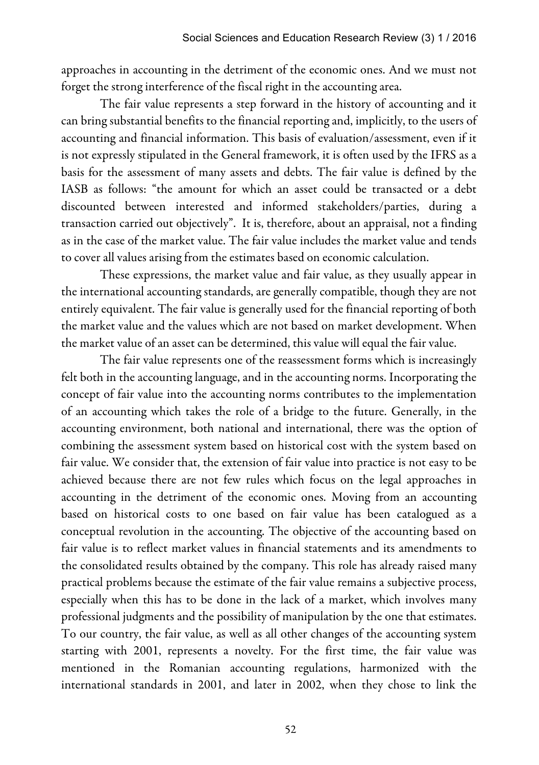approaches in accounting in the detriment of the economic ones. And we must not forget the strong interference of the fiscal right in the accounting area.

The fair value represents a step forward in the history of accounting and it can bring substantial benefits to the financial reporting and, implicitly, to the users of accounting and financial information. This basis of evaluation/assessment, even if it is not expressly stipulated in the General framework, it is often used by the IFRS as a basis for the assessment of many assets and debts. The fair value is defined by the IASB as follows: "the amount for which an asset could be transacted or a debt discounted between interested and informed stakeholders/parties, during a transaction carried out objectively". It is, therefore, about an appraisal, not a finding as in the case of the market value. The fair value includes the market value and tends to cover all values arising from the estimates based on economic calculation.

These expressions, the market value and fair value, as they usually appear in the international accounting standards, are generally compatible, though they are not entirely equivalent. The fair value is generally used for the financial reporting of both the market value and the values which are not based on market development. When the market value of an asset can be determined, this value will equal the fair value.

The fair value represents one of the reassessment forms which is increasingly felt both in the accounting language, and in the accounting norms. Incorporating the concept of fair value into the accounting norms contributes to the implementation of an accounting which takes the role of a bridge to the future. Generally, in the accounting environment, both national and international, there was the option of combining the assessment system based on historical cost with the system based on fair value. We consider that, the extension of fair value into practice is not easy to be achieved because there are not few rules which focus on the legal approaches in accounting in the detriment of the economic ones. Moving from an accounting based on historical costs to one based on fair value has been catalogued as a conceptual revolution in the accounting. The objective of the accounting based on fair value is to reflect market values in financial statements and its amendments to the consolidated results obtained by the company. This role has already raised many practical problems because the estimate of the fair value remains a subjective process, especially when this has to be done in the lack of a market, which involves many professional judgments and the possibility of manipulation by the one that estimates. To our country, the fair value, as well as all other changes of the accounting system starting with 2001, represents a novelty. For the first time, the fair value was mentioned in the Romanian accounting regulations, harmonized with the international standards in 2001, and later in 2002, when they chose to link the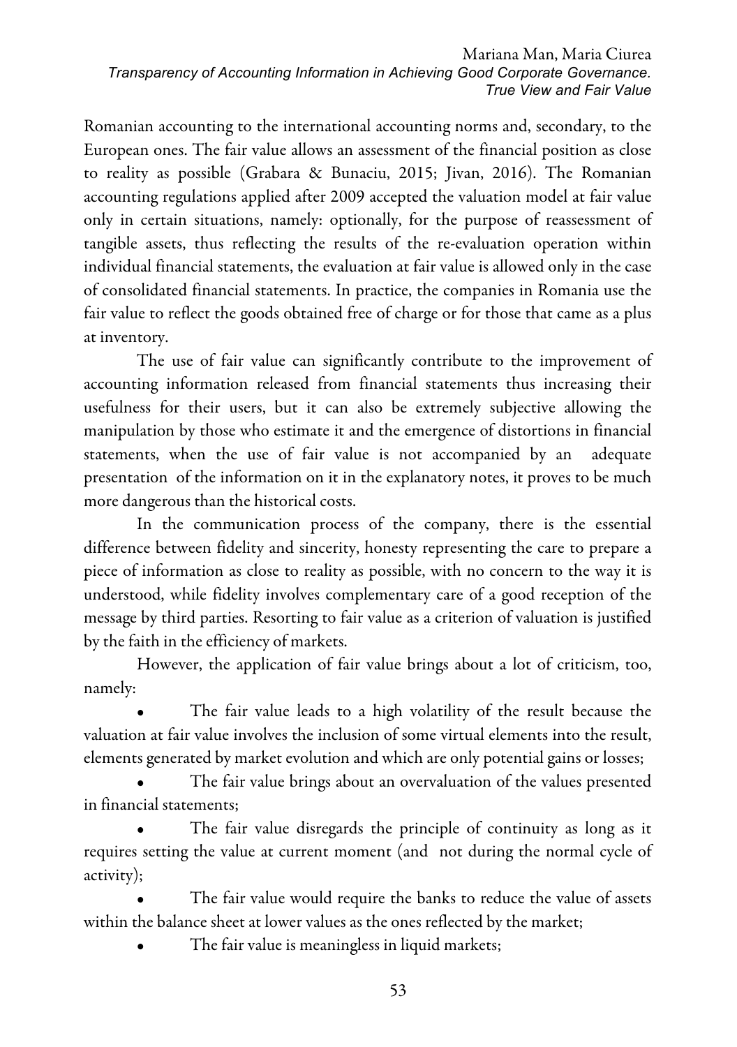Romanian accounting to the international accounting norms and, secondary, to the European ones. The fair value allows an assessment of the financial position as close to reality as possible (Grabara & Bunaciu, 2015; Jivan, 2016). The Romanian accounting regulations applied after 2009 accepted the valuation model at fair value only in certain situations, namely: optionally, for the purpose of reassessment of tangible assets, thus reflecting the results of the re-evaluation operation within individual financial statements, the evaluation at fair value is allowed only in the case of consolidated financial statements. In practice, the companies in Romania use the fair value to reflect the goods obtained free of charge or for those that came as a plus at inventory.

The use of fair value can significantly contribute to the improvement of accounting information released from financial statements thus increasing their usefulness for their users, but it can also be extremely subjective allowing the manipulation by those who estimate it and the emergence of distortions in financial statements, when the use of fair value is not accompanied by an adequate presentation of the information on it in the explanatory notes, it proves to be much more dangerous than the historical costs.

In the communication process of the company, there is the essential difference between fidelity and sincerity, honesty representing the care to prepare a piece of information as close to reality as possible, with no concern to the way it is understood, while fidelity involves complementary care of a good reception of the message by third parties. Resorting to fair value as a criterion of valuation is justified by the faith in the efficiency of markets.

However, the application of fair value brings about a lot of criticism, too, namely:

- The fair value leads to a high volatility of the result because the valuation at fair value involves the inclusion of some virtual elements into the result, elements generated by market evolution and which are only potential gains or losses;
- The fair value brings about an overvaluation of the values presented in financial statements;
- The fair value disregards the principle of continuity as long as it requires setting the value at current moment (and not during the normal cycle of activity);
- The fair value would require the banks to reduce the value of assets within the balance sheet at lower values as the ones reflected by the market;
- The fair value is meaningless in liquid markets;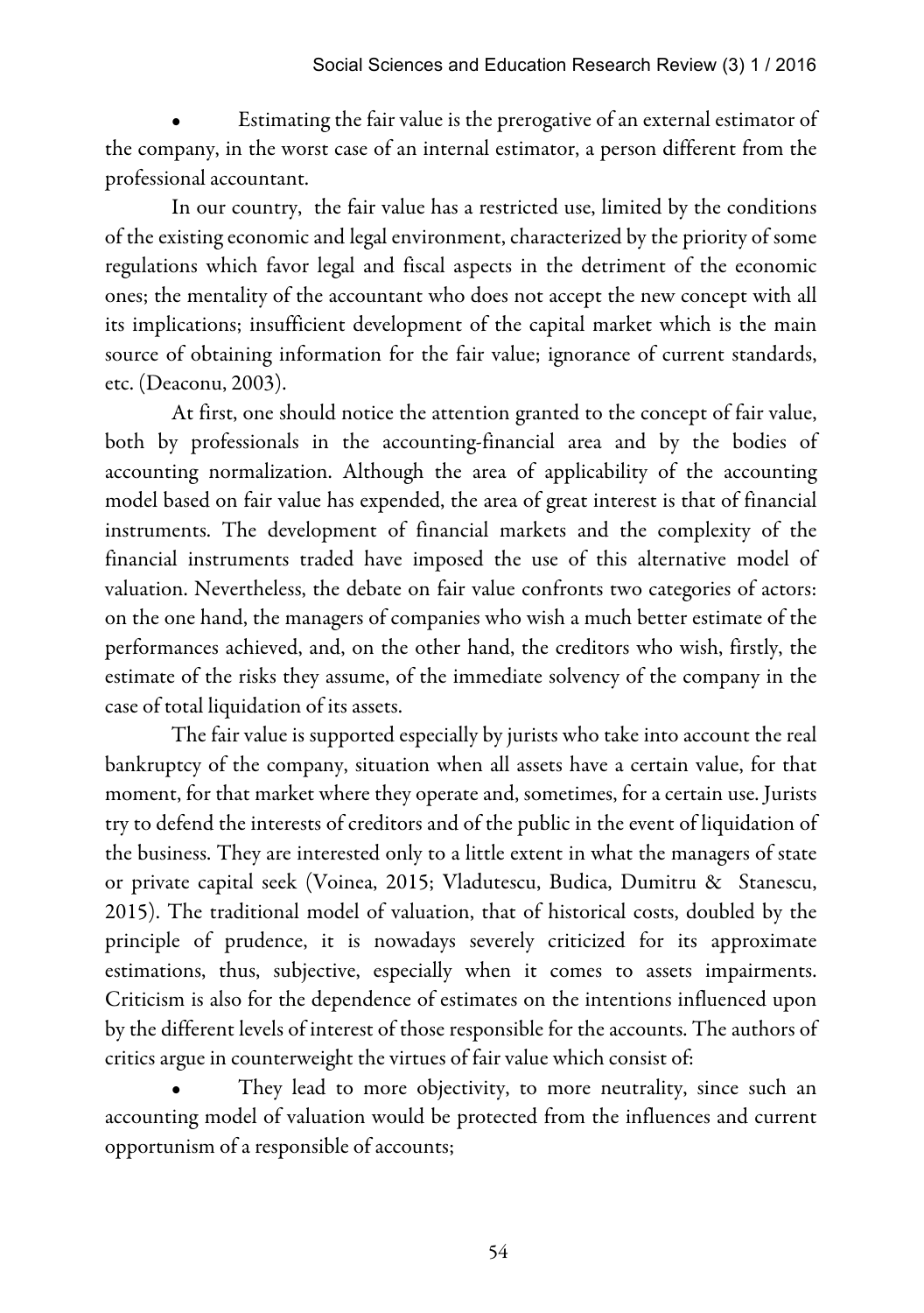- Estimating the fair value is the prerogative of an external estimator of the company, in the worst case of an internal estimator, a person different from the professional accountant.

In our country, the fair value has a restricted use, limited by the conditions of the existing economic and legal environment, characterized by the priority of some regulations which favor legal and fiscal aspects in the detriment of the economic ones; the mentality of the accountant who does not accept the new concept with all its implications; insufficient development of the capital market which is the main source of obtaining information for the fair value; ignorance of current standards, etc. (Deaconu, 2003).

At first, one should notice the attention granted to the concept of fair value, both by professionals in the accounting-financial area and by the bodies of accounting normalization. Although the area of applicability of the accounting model based on fair value has expended, the area of great interest is that of financial instruments. The development of financial markets and the complexity of the financial instruments traded have imposed the use of this alternative model of valuation. Nevertheless, the debate on fair value confronts two categories of actors: on the one hand, the managers of companies who wish a much better estimate of the performances achieved, and, on the other hand, the creditors who wish, firstly, the estimate of the risks they assume, of the immediate solvency of the company in the case of total liquidation of its assets.

The fair value is supported especially by jurists who take into account the real bankruptcy of the company, situation when all assets have a certain value, for that moment, for that market where they operate and, sometimes, for a certain use. Jurists try to defend the interests of creditors and of the public in the event of liquidation of the business. They are interested only to a little extent in what the managers of state or private capital seek (Voinea, 2015; Vladutescu, Budica, Dumitru & Stanescu, 2015). The traditional model of valuation, that of historical costs, doubled by the principle of prudence, it is nowadays severely criticized for its approximate estimations, thus, subjective, especially when it comes to assets impairments. Criticism is also for the dependence of estimates on the intentions influenced upon by the different levels of interest of those responsible for the accounts. The authors of critics argue in counterweight the virtues of fair value which consist of:

- They lead to more objectivity, to more neutrality, since such an accounting model of valuation would be protected from the influences and current opportunism of a responsible of accounts;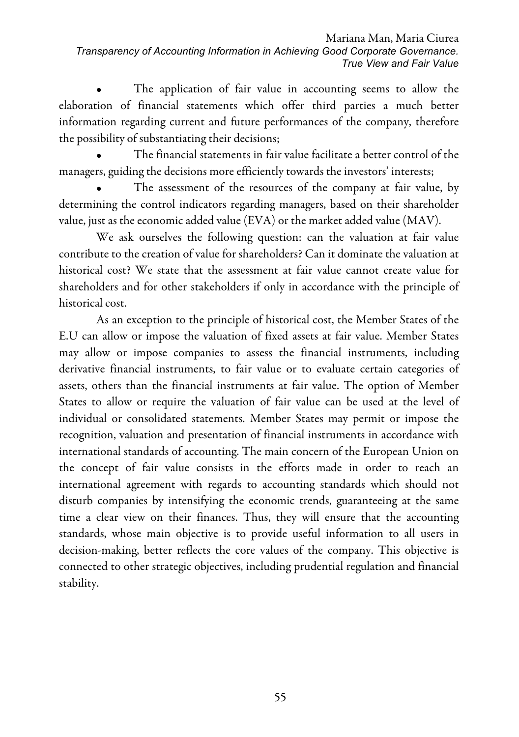- The application of fair value in accounting seems to allow the elaboration of financial statements which offer third parties a much better information regarding current and future performances of the company, therefore the possibility of substantiating their decisions;
- The financial statements in fair value facilitate a better control of the managers, guiding the decisions more efficiently towards the investors' interests;
- The assessment of the resources of the company at fair value, by determining the control indicators regarding managers, based on their shareholder value, just as the economic added value (EVA) or the market added value (MAV).

We ask ourselves the following question: can the valuation at fair value contribute to the creation of value for shareholders? Can it dominate the valuation at historical cost? We state that the assessment at fair value cannot create value for shareholders and for other stakeholders if only in accordance with the principle of historical cost.

As an exception to the principle of historical cost, the Member States of the E.U can allow or impose the valuation of fixed assets at fair value. Member States may allow or impose companies to assess the financial instruments, including derivative financial instruments, to fair value or to evaluate certain categories of assets, others than the financial instruments at fair value. The option of Member States to allow or require the valuation of fair value can be used at the level of individual or consolidated statements. Member States may permit or impose the recognition, valuation and presentation of financial instruments in accordance with international standards of accounting. The main concern of the European Union on the concept of fair value consists in the efforts made in order to reach an international agreement with regards to accounting standards which should not disturb companies by intensifying the economic trends, guaranteeing at the same time a clear view on their finances. Thus, they will ensure that the accounting standards, whose main objective is to provide useful information to all users in decision-making, better reflects the core values of the company. This objective is connected to other strategic objectives, including prudential regulation and financial stability.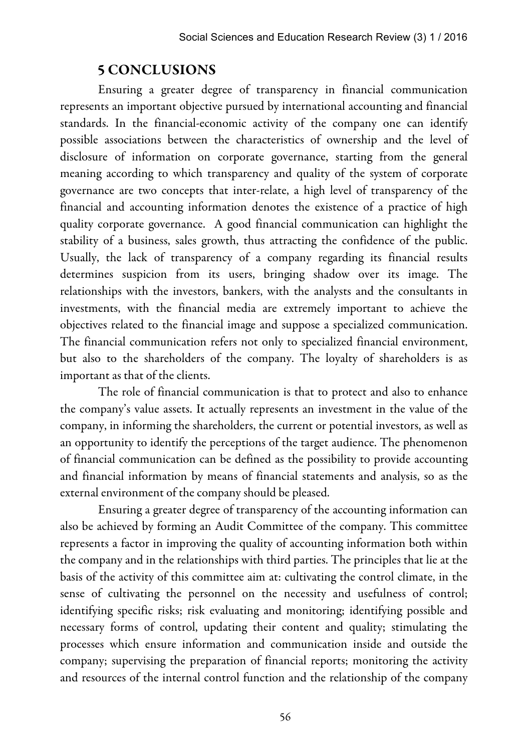## 5 CONCLUSIONS

Ensuring a greater degree of transparency in financial communication represents an important objective pursued by international accounting and financial standards. In the financial-economic activity of the company one can identify possible associations between the characteristics of ownership and the level of disclosure of information on corporate governance, starting from the general meaning according to which transparency and quality of the system of corporate governance are two concepts that inter-relate, a high level of transparency of the financial and accounting information denotes the existence of a practice of high quality corporate governance. A good financial communication can highlight the stability of a business, sales growth, thus attracting the confidence of the public. Usually, the lack of transparency of a company regarding its financial results determines suspicion from its users, bringing shadow over its image. The relationships with the investors, bankers, with the analysts and the consultants in investments, with the financial media are extremely important to achieve the objectives related to the financial image and suppose a specialized communication. The financial communication refers not only to specialized financial environment, but also to the shareholders of the company. The loyalty of shareholders is as important as that of the clients.

The role of financial communication is that to protect and also to enhance the company's value assets. It actually represents an investment in the value of the company, in informing the shareholders, the current or potential investors, as well as an opportunity to identify the perceptions of the target audience. The phenomenon of financial communication can be defined as the possibility to provide accounting and financial information by means of financial statements and analysis, so as the external environment of the company should be pleased.

Ensuring a greater degree of transparency of the accounting information can also be achieved by forming an Audit Committee of the company. This committee represents a factor in improving the quality of accounting information both within the company and in the relationships with third parties. The principles that lie at the basis of the activity of this committee aim at: cultivating the control climate, in the sense of cultivating the personnel on the necessity and usefulness of control; identifying specific risks; risk evaluating and monitoring; identifying possible and necessary forms of control, updating their content and quality; stimulating the processes which ensure information and communication inside and outside the company; supervising the preparation of financial reports; monitoring the activity and resources of the internal control function and the relationship of the company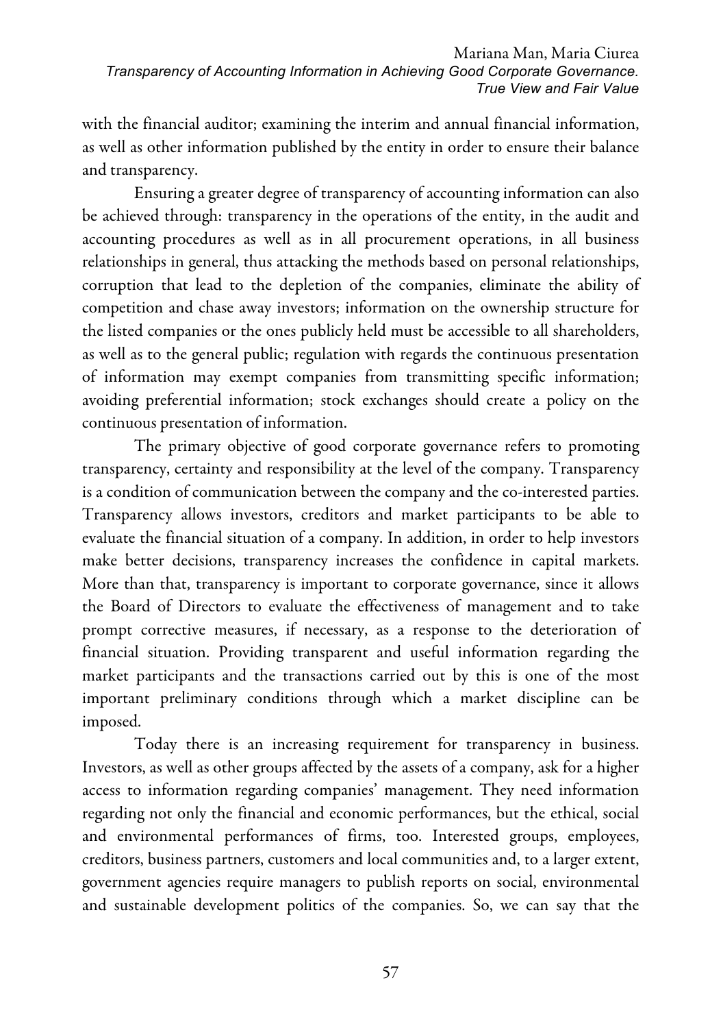with the financial auditor; examining the interim and annual financial information, as well as other information published by the entity in order to ensure their balance and transparency.

Ensuring a greater degree of transparency of accounting information can also be achieved through: transparency in the operations of the entity, in the audit and accounting procedures as well as in all procurement operations, in all business relationships in general, thus attacking the methods based on personal relationships, corruption that lead to the depletion of the companies, eliminate the ability of competition and chase away investors; information on the ownership structure for the listed companies or the ones publicly held must be accessible to all shareholders, as well as to the general public; regulation with regards the continuous presentation of information may exempt companies from transmitting specific information; avoiding preferential information; stock exchanges should create a policy on the continuous presentation of information.

The primary objective of good corporate governance refers to promoting transparency, certainty and responsibility at the level of the company. Transparency is a condition of communication between the company and the co-interested parties. Transparency allows investors, creditors and market participants to be able to evaluate the financial situation of a company. In addition, in order to help investors make better decisions, transparency increases the confidence in capital markets. More than that, transparency is important to corporate governance, since it allows the Board of Directors to evaluate the effectiveness of management and to take prompt corrective measures, if necessary, as a response to the deterioration of financial situation. Providing transparent and useful information regarding the market participants and the transactions carried out by this is one of the most important preliminary conditions through which a market discipline can be imposed.

Today there is an increasing requirement for transparency in business. Investors, as well as other groups affected by the assets of a company, ask for a higher access to information regarding companies' management. They need information regarding not only the financial and economic performances, but the ethical, social and environmental performances of firms, too. Interested groups, employees, creditors, business partners, customers and local communities and, to a larger extent, government agencies require managers to publish reports on social, environmental and sustainable development politics of the companies. So, we can say that the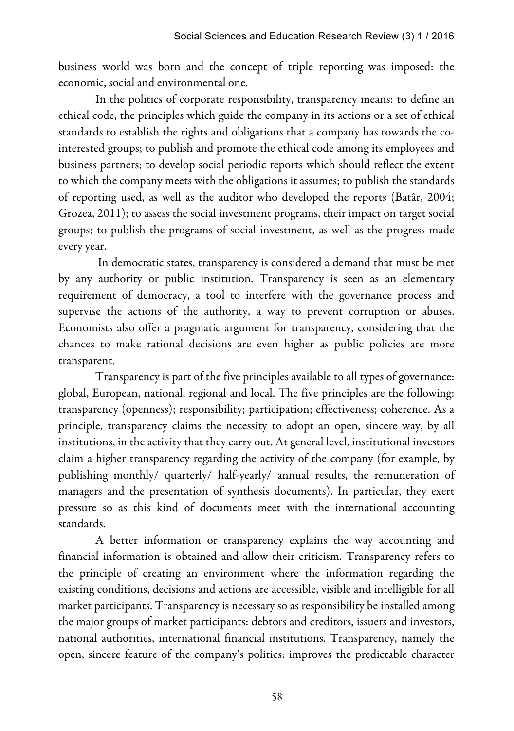business world was born and the concept of triple reporting was imposed: the economic, social and environmental one.

In the politics of corporate responsibility, transparency means: to define an ethical code, the principles which guide the company in its actions or a set of ethical standards to establish the rights and obligations that a company has towards the co-interested groups; to publish and promote the ethical code among its employees and business partners; to develop social periodic reports which should reflect the extent to which the company meets with the obligations it assumes; to publish the standards of reporting used, as well as the auditor who developed the reports (Batâr, 2004; Grozea, 2011); to assess the social investment programs, their impact on target social groups; to publish the programs of social investment, as well as the progress made every year.

In democratic states, transparency is considered a demand that must be met by any authority or public institution. Transparency is seen as an elementary requirement of democracy, a tool to interfere with the governance process and supervise the actions of the authority, a way to prevent corruption or abuses. Economists also offer a pragmatic argument for transparency, considering that the chances to make rational decisions are even higher as public policies are more transparent.

Transparency is part of the five principles available to all types of governance: global, European, national, regional and local. The five principles are the following: transparency (openness); responsibility; participation; effectiveness; coherence. As a principle, transparency claims the necessity to adopt an open, sincere way, by all institutions, in the activity that they carry out. At general level, institutional investors claim a higher transparency regarding the activity of the company (for example, by publishing monthly/ quarterly/ half-yearly/ annual results, the remuneration of managers and the presentation of synthesis documents). In particular, they exert pressure so as this kind of documents meet with the international accounting standards.

A better information or transparency explains the way accounting and financial information is obtained and allow their criticism. Transparency refers to the principle of creating an environment where the information regarding the existing conditions, decisions and actions are accessible, visible and intelligible for all market participants. Transparency is necessary so as responsibility be installed among the major groups of market participants: debtors and creditors, issuers and investors, national authorities, international financial institutions. Transparency, namely the open, sincere feature of the company's politics: improves the predictable character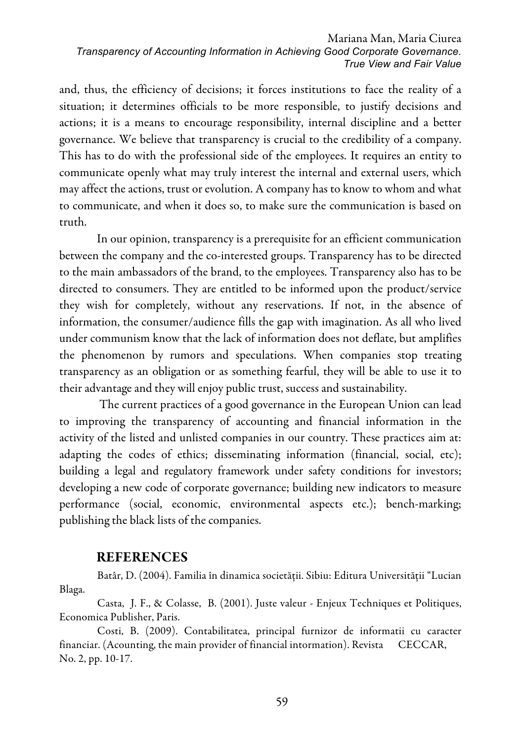and, thus, the efficiency of decisions; it forces institutions to face the reality of a situation; it determines officials to be more responsible, to justify decisions and actions; it is a means to encourage responsibility, internal discipline and a better governance. We believe that transparency is crucial to the credibility of a company. This has to do with the professional side of the employees. It requires an entity to communicate openly what may truly interest the internal and external users, which may affect the actions, trust or evolution. A company has to know to whom and what to communicate, and when it does so, to make sure the communication is based on truth.

In our opinion, transparency is a prerequisite for an efficient communication between the company and the co-interested groups. Transparency has to be directed to the main ambassadors of the brand, to the employees. Transparency also has to be directed to consumers. They are entitled to be informed upon the product/service they wish for completely, without any reservations. If not, in the absence of information, the consumer/audience fills the gap with imagination. As all who lived under communism know that the lack of information does not deflate, but amplifies the phenomenon by rumors and speculations. When companies stop treating transparency as an obligation or as something fearful, they will be able to use it to their advantage and they will enjoy public trust, success and sustainability.

The current practices of a good governance in the European Union can lead to improving the transparency of accounting and financial information in the activity of the listed and unlisted companies in our country. These practices aim at: adapting the codes of ethics; disseminating information (financial, social, etc); building a legal and regulatory framework under safety conditions for investors; developing a new code of corporate governance; building new indicators to measure performance (social, economic, environmental aspects etc.); bench-marking; publishing the black lists of the companies.

## REFERENCES

Batâr, D. (2004). Familia în dinamica societății. Sibiu: Editura Universității "Lucian Blaga.

Casta, J. F., & Colasse, B. (2001). Juste valeur - Enjeux Techniques et Politiques, Economica Publisher, Paris.

Costi, B. (2009). Contabilitatea, principal furnizor de informatii cu caracter financiar. (Acounting, the main provider of financial intormation). Revista CECCAR, No. 2, pp. 10-17.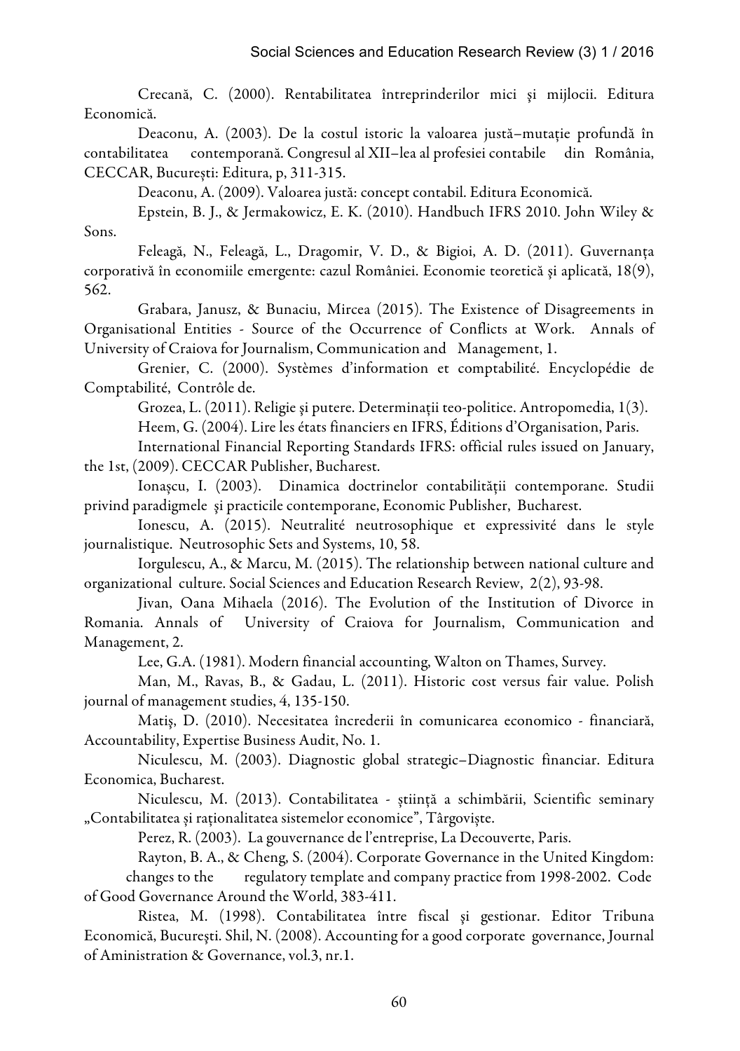Crecană, C. (2000). Rentabilitatea întreprinderilor mici şi mijlocii. Editura Economică.

Deaconu, A. (2003). De la costul istoric la valoarea justă–mutație profundă în contabilitatea contemporană. Congresul al XII–lea al profesiei contabile din România, CECCAR, București: Editura, p, 311-315.

Deaconu, A. (2009). Valoarea justă: concept contabil. Editura Economică.

Epstein, B. J., & Jermakowicz, E. K. (2010). Handbuch IFRS 2010. John Wiley & Sons.

Feleagă, N., Feleagă, L., Dragomir, V. D., & Bigioi, A. D. (2011). Guvernanța corporativă în economiile emergente: cazul României. Economie teoretică şi aplicată, 18(9), 562.

Grabara, Janusz, & Bunaciu, Mircea (2015). The Existence of Disagreements in Organisational Entities - Source of the Occurrence of Conflicts at Work. Annals of University of Craiova for Journalism, Communication and Management, 1.

Grenier, C. (2000). Systèmes d'information et comptabilité. Encyclopédie de Comptabilité, Contrôle de.

Grozea, L. (2011). Religie și putere. Determinații teo-politice. Antropomedia, 1(3).

Heem, G. (2004). Lire les états financiers en IFRS, Éditions d'Organisation, Paris.

International Financial Reporting Standards IFRS: official rules issued on January, the 1st, (2009). CECCAR Publisher, Bucharest.

Ionașcu, I. (2003). Dinamica doctrinelor contabilității contemporane. Studii privind paradigmele şi practicile contemporane, Economic Publisher, Bucharest.

Ionescu, A. (2015). Neutralité neutrosophique et expressivité dans le style journalistique. Neutrosophic Sets and Systems, 10, 58.

Iorgulescu, A., & Marcu, M. (2015). The relationship between national culture and organizational culture. Social Sciences and Education Research Review, 2(2), 93-98.

Jivan, Oana Mihaela (2016). The Evolution of the Institution of Divorce in Romania. Annals of University of Craiova for Journalism, Communication and Management, 2.

Lee, G.A. (1981). Modern financial accounting, Walton on Thames, Survey.

Man, M., Ravas, B., & Gadau, L. (2011). Historic cost versus fair value. Polish journal of management studies, 4, 135-150.

Matiş, D. (2010). Necesitatea încrederii în comunicarea economico - financiară, Accountability, Expertise Business Audit, No. 1.

Niculescu, M. (2003). Diagnostic global strategic–Diagnostic financiar. Editura Economica, Bucharest.

Niculescu, M. (2013). Contabilitatea - știință a schimbării, Scientific seminary „Contabilitatea și raționalitatea sistemelor economice", Târgoviște.

Perez, R. (2003). La gouvernance de l'entreprise, La Decouverte, Paris.

Rayton, B. A., & Cheng, S. (2004). Corporate Governance in the United Kingdom: changes to the regulatory template and company practice from 1998-2002. Code of Good Governance Around the World, 383-411.

Ristea, M. (1998). Contabilitatea între fiscal şi gestionar. Editor Tribuna Economică, București. Shil, N. (2008). Accounting for a good corporate governance, Journal of Aministration & Governance, vol.3, nr.1.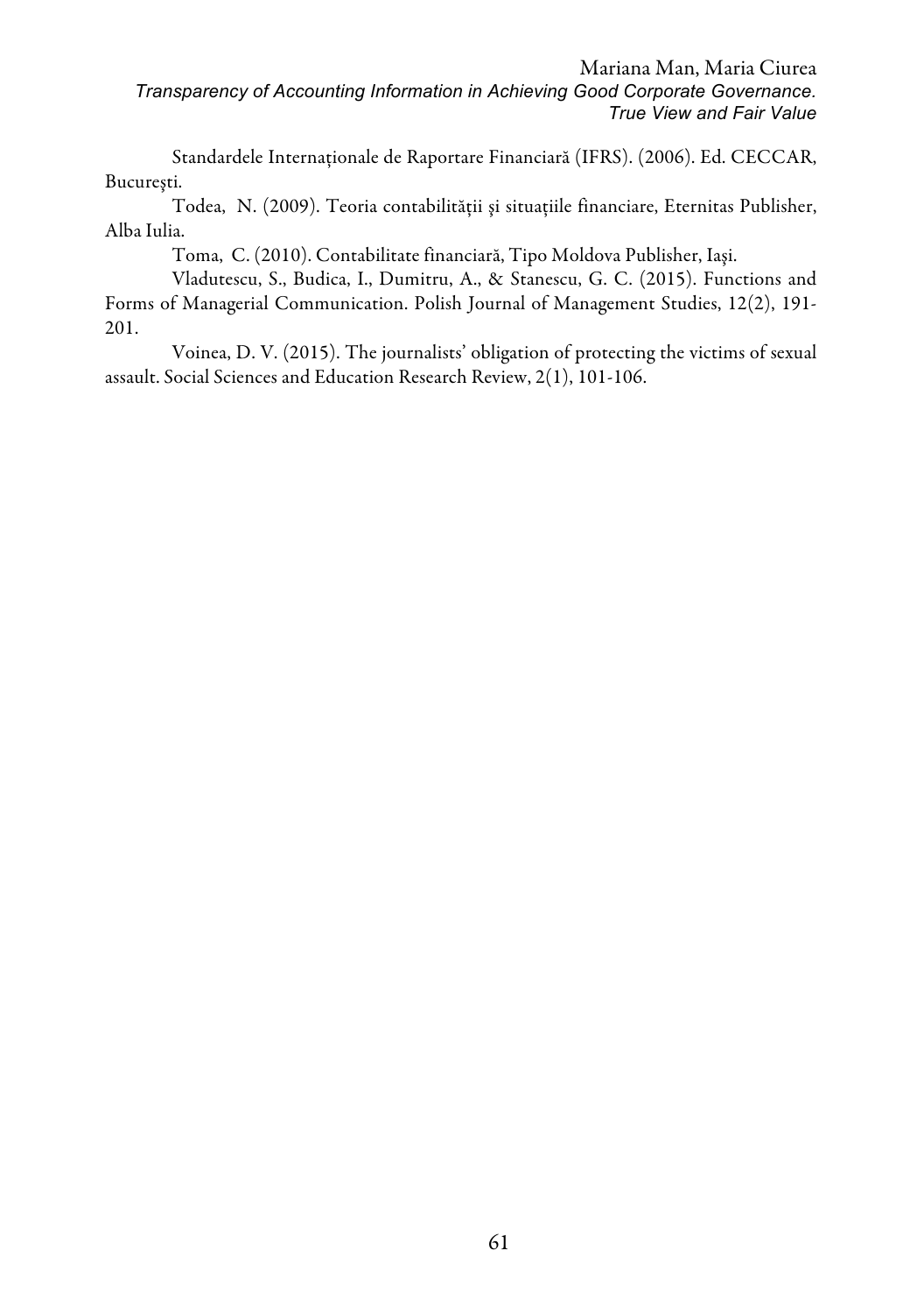Standardele Internaționale de Raportare Financiară (IFRS). (2006). Ed. CECCAR, Bucureşti.

Todea, N. (2009). Teoria contabilității şi situațiile financiare, Eternitas Publisher, Alba Iulia.

Toma, C. (2010). Contabilitate financiară, Tipo Moldova Publisher, Iaşi.

Vladutescu, S., Budica, I., Dumitru, A., & Stanescu, G. C. (2015). Functions and Forms of Managerial Communication. Polish Journal of Management Studies, 12(2), 191-201.

Voinea, D. V. (2015). The journalists' obligation of protecting the victims of sexual assault. Social Sciences and Education Research Review, 2(1), 101-106.